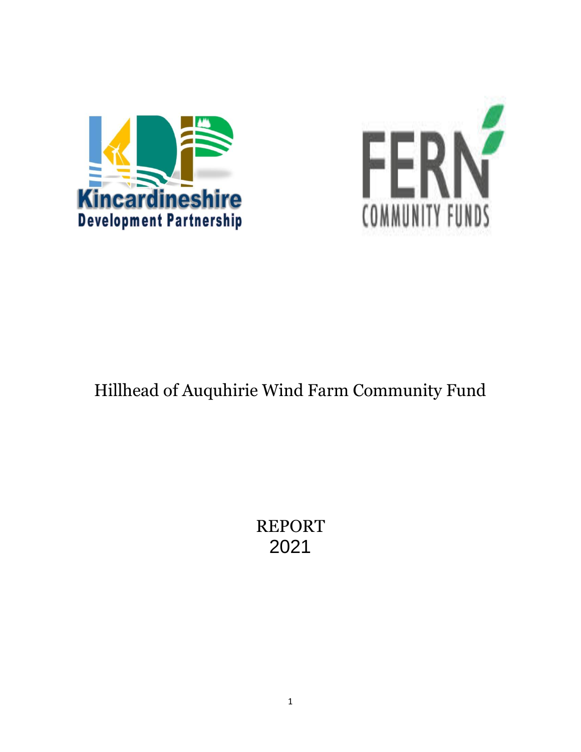Kincardineshire Development Partnership

FERN COMMUNITY FUNDS

# Hillhead of Auquhirie Wind Farm Community Fund

REPORT
2021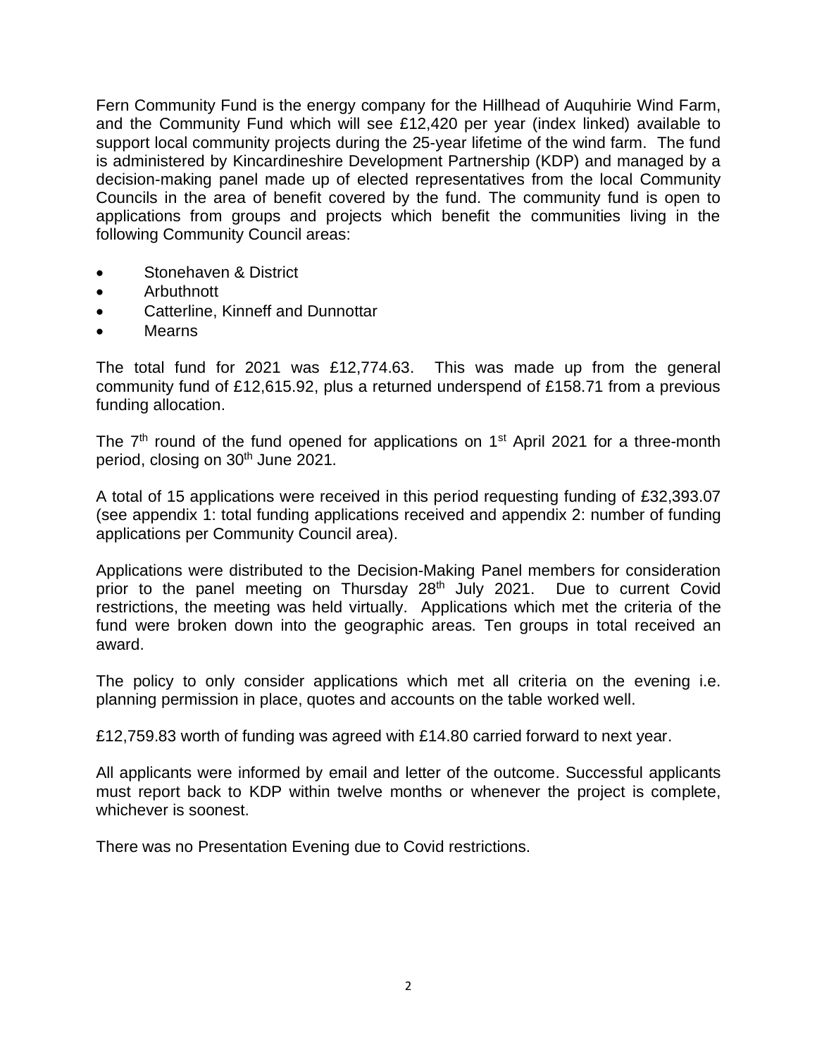Fern Community Fund is the energy company for the Hillhead of Auquhirie Wind Farm, and the Community Fund which will see £12,420 per year (index linked) available to support local community projects during the 25-year lifetime of the wind farm. The fund is administered by Kincardineshire Development Partnership (KDP) and managed by a decision-making panel made up of elected representatives from the local Community Councils in the area of benefit covered by the fund. The community fund is open to applications from groups and projects which benefit the communities living in the following Community Council areas:

- Stonehaven & District
- Arbuthnott
- Catterline, Kinneff and Dunnottar
- Mearns

The total fund for 2021 was £12,774.63. This was made up from the general community fund of £12,615.92, plus a returned underspend of £158.71 from a previous funding allocation.

The 7th round of the fund opened for applications on 1st April 2021 for a three-month period, closing on 30th June 2021.

A total of 15 applications were received in this period requesting funding of £32,393.07 (see appendix 1: total funding applications received and appendix 2: number of funding applications per Community Council area).

Applications were distributed to the Decision-Making Panel members for consideration prior to the panel meeting on Thursday 28th July 2021. Due to current Covid restrictions, the meeting was held virtually. Applications which met the criteria of the fund were broken down into the geographic areas. Ten groups in total received an award.

The policy to only consider applications which met all criteria on the evening i.e. planning permission in place, quotes and accounts on the table worked well.

£12,759.83 worth of funding was agreed with £14.80 carried forward to next year.

All applicants were informed by email and letter of the outcome. Successful applicants must report back to KDP within twelve months or whenever the project is complete, whichever is soonest.

There was no Presentation Evening due to Covid restrictions.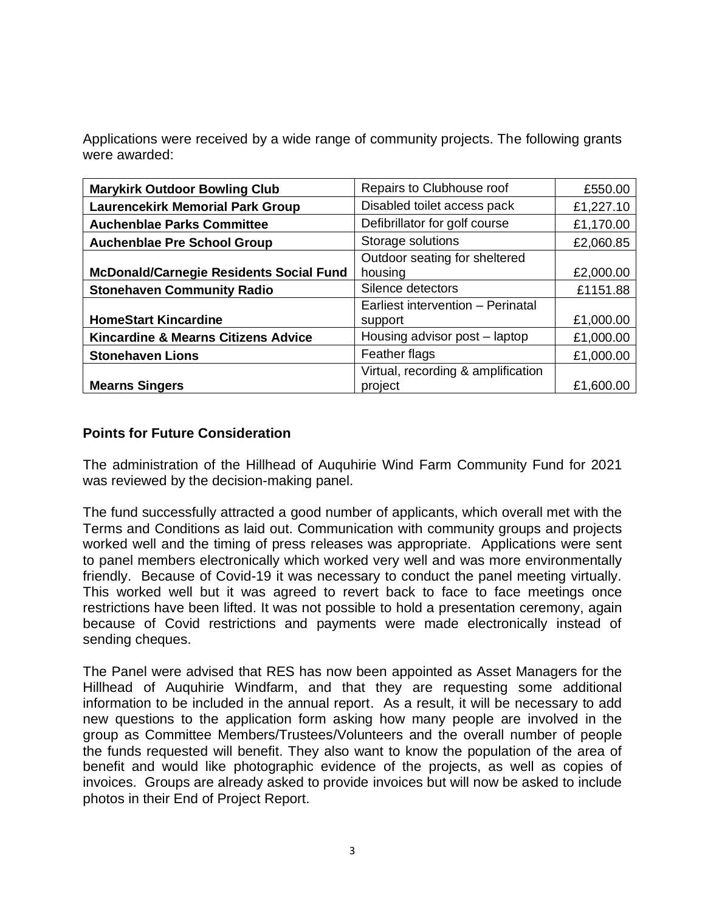Applications were received by a wide range of community projects. The following grants were awarded:

| | | |
|---|---|---|
| **Marykirk Outdoor Bowling Club** | Repairs to Clubhouse roof | £550.00 |
| **Laurencekirk Memorial Park Group** | Disabled toilet access pack | £1,227.10 |
| **Auchenblae Parks Committee** | Defibrillator for golf course | £1,170.00 |
| **Auchenblae Pre School Group** | Storage solutions | £2,060.85 |
| **McDonald/Carnegie Residents Social Fund** | Outdoor seating for sheltered housing | £2,000.00 |
| **Stonehaven Community Radio** | Silence detectors | £1151.88 |
| **HomeStart Kincardine** | Earliest intervention – Perinatal support | £1,000.00 |
| **Kincardine & Mearns Citizens Advice** | Housing advisor post – laptop | £1,000.00 |
| **Stonehaven Lions** | Feather flags | £1,000.00 |
| **Mearns Singers** | Virtual, recording & amplification project | £1,600.00 |

## Points for Future Consideration

The administration of the Hillhead of Auquhirie Wind Farm Community Fund for 2021 was reviewed by the decision-making panel.

The fund successfully attracted a good number of applicants, which overall met with the Terms and Conditions as laid out. Communication with community groups and projects worked well and the timing of press releases was appropriate. Applications were sent to panel members electronically which worked very well and was more environmentally friendly. Because of Covid-19 it was necessary to conduct the panel meeting virtually. This worked well but it was agreed to revert back to face to face meetings once restrictions have been lifted. It was not possible to hold a presentation ceremony, again because of Covid restrictions and payments were made electronically instead of sending cheques.

The Panel were advised that RES has now been appointed as Asset Managers for the Hillhead of Auquhirie Windfarm, and that they are requesting some additional information to be included in the annual report. As a result, it will be necessary to add new questions to the application form asking how many people are involved in the group as Committee Members/Trustees/Volunteers and the overall number of people the funds requested will benefit. They also want to know the population of the area of benefit and would like photographic evidence of the projects, as well as copies of invoices. Groups are already asked to provide invoices but will now be asked to include photos in their End of Project Report.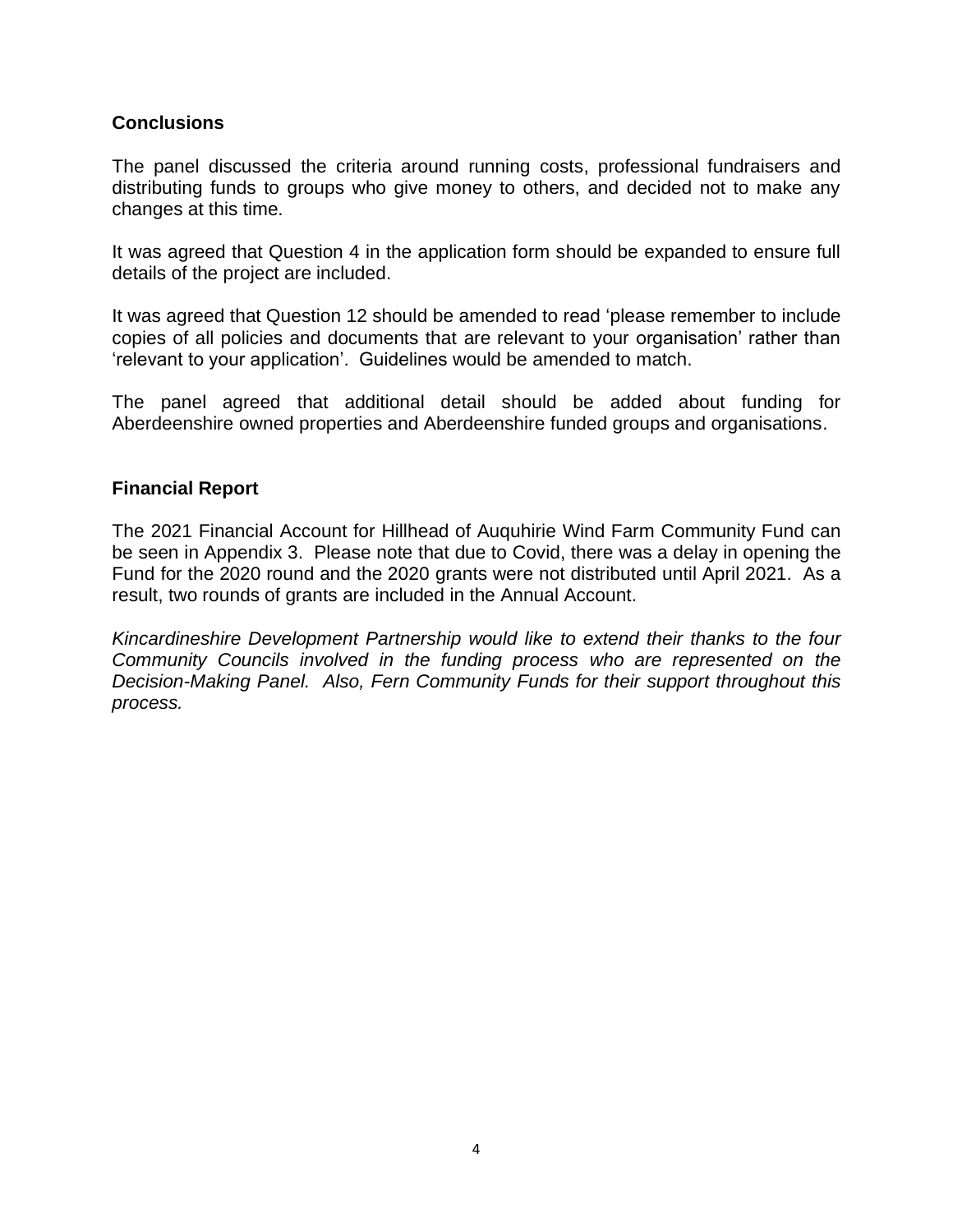## Conclusions

The panel discussed the criteria around running costs, professional fundraisers and distributing funds to groups who give money to others, and decided not to make any changes at this time.

It was agreed that Question 4 in the application form should be expanded to ensure full details of the project are included.

It was agreed that Question 12 should be amended to read 'please remember to include copies of all policies and documents that are relevant to your organisation' rather than 'relevant to your application'. Guidelines would be amended to match.

The panel agreed that additional detail should be added about funding for Aberdeenshire owned properties and Aberdeenshire funded groups and organisations.

## Financial Report

The 2021 Financial Account for Hillhead of Auquhirie Wind Farm Community Fund can be seen in Appendix 3. Please note that due to Covid, there was a delay in opening the Fund for the 2020 round and the 2020 grants were not distributed until April 2021. As a result, two rounds of grants are included in the Annual Account.

*Kincardineshire Development Partnership would like to extend their thanks to the four Community Councils involved in the funding process who are represented on the Decision-Making Panel. Also, Fern Community Funds for their support throughout this process.*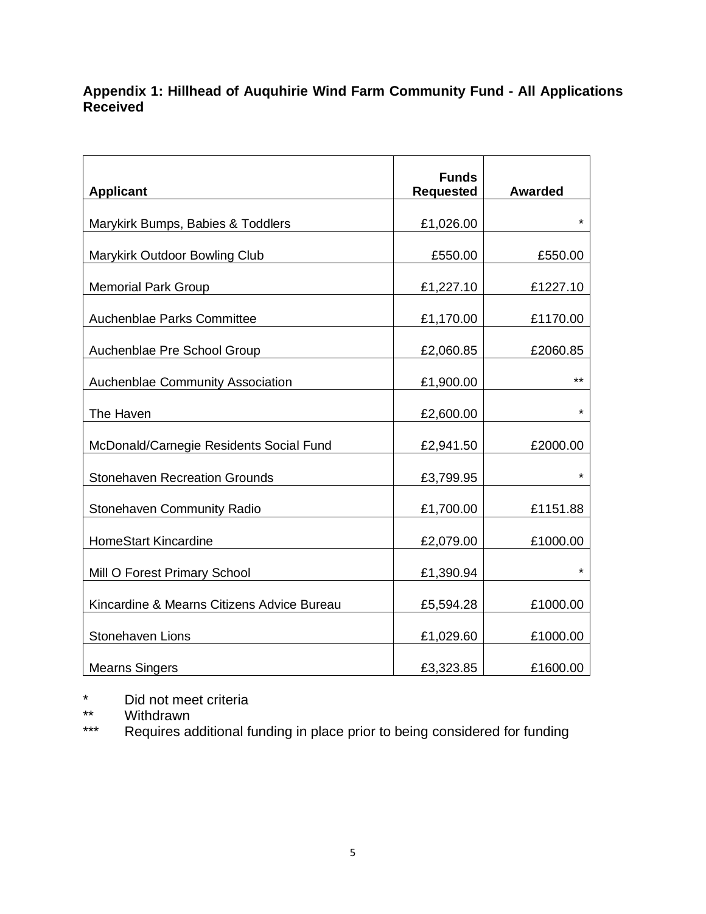## Appendix 1: Hillhead of Auquhirie Wind Farm Community Fund - All Applications Received

| Applicant | Funds Requested | Awarded |
|---|---|---|
| Marykirk Bumps, Babies & Toddlers | £1,026.00 | * |
| Marykirk Outdoor Bowling Club | £550.00 | £550.00 |
| Memorial Park Group | £1,227.10 | £1227.10 |
| Auchenblae Parks Committee | £1,170.00 | £1170.00 |
| Auchenblae Pre School Group | £2,060.85 | £2060.85 |
| Auchenblae Community Association | £1,900.00 | ** |
| The Haven | £2,600.00 | * |
| McDonald/Carnegie Residents Social Fund | £2,941.50 | £2000.00 |
| Stonehaven Recreation Grounds | £3,799.95 | * |
| Stonehaven Community Radio | £1,700.00 | £1151.88 |
| HomeStart Kincardine | £2,079.00 | £1000.00 |
| Mill O Forest Primary School | £1,390.94 | * |
| Kincardine & Mearns Citizens Advice Bureau | £5,594.28 | £1000.00 |
| Stonehaven Lions | £1,029.60 | £1000.00 |
| Mearns Singers | £3,323.85 | £1600.00 |

\* Did not meet criteria

** Withdrawn

*** Requires additional funding in place prior to being considered for funding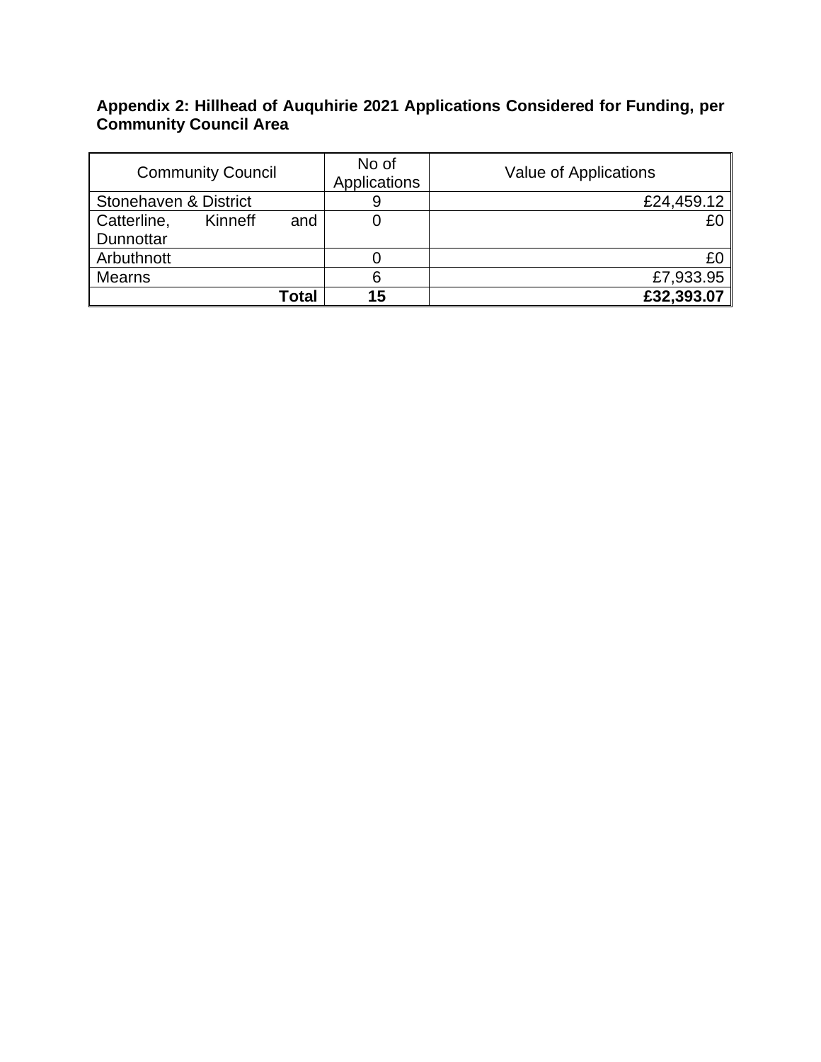**Appendix 2: Hillhead of Auquhirie 2021 Applications Considered for Funding, per Community Council Area**

| Community Council | No of Applications | Value of Applications |
|---|---|---|
| Stonehaven & District | 9 | £24,459.12 |
| Catterline, Kinneff and Dunnottar | 0 | £0 |
| Arbuthnott | 0 | £0 |
| Mearns | 6 | £7,933.95 |
| **Total** | **15** | **£32,393.07** |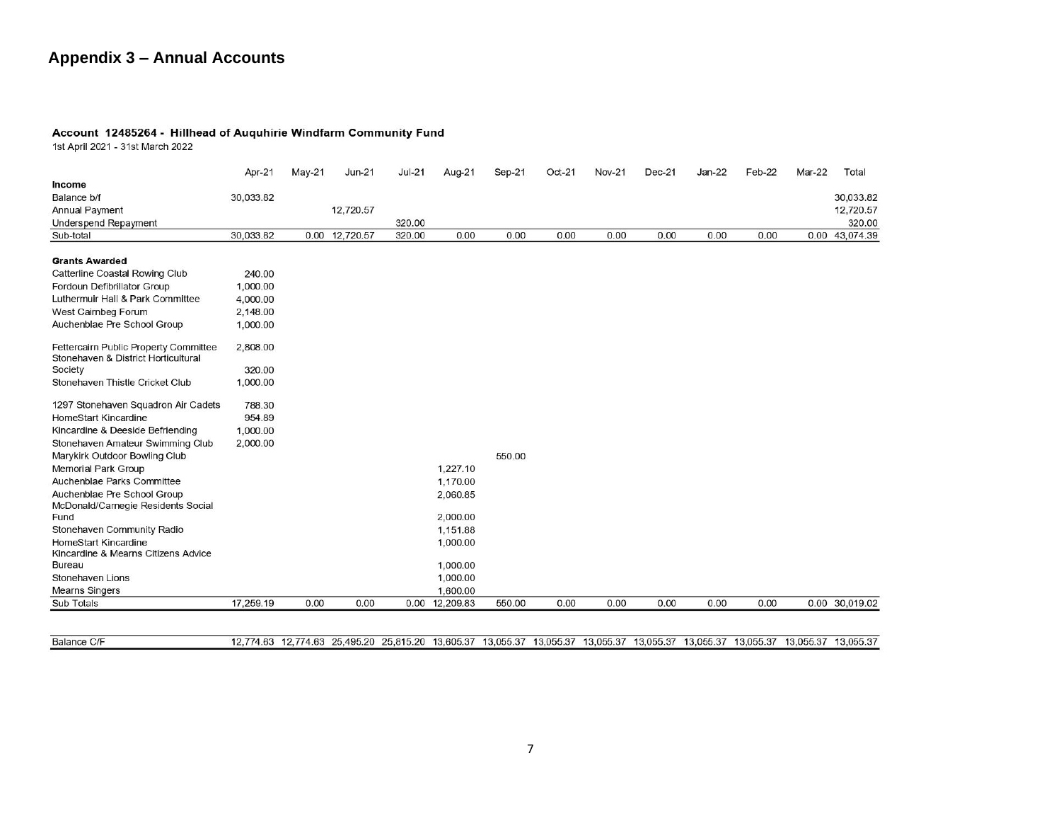## Appendix 3 – Annual Accounts

**Account 12485264 - Hillhead of Auquhirie Windfarm Community Fund**

1st April 2021 - 31st March 2022

| | Apr-21 | May-21 | Jun-21 | Jul-21 | Aug-21 | Sep-21 | Oct-21 | Nov-21 | Dec-21 | Jan-22 | Feb-22 | Mar-22 | Total |
|---|---|---|---|---|---|---|---|---|---|---|---|---|---|
| **Income** | | | | | | | | | | | | | |
| Balance b/f | 30,033.82 | | | | | | | | | | | | 30,033.82 |
| Annual Payment | | | 12,720.57 | | | | | | | | | | 12,720.57 |
| Underspend Repayment | | | | 320.00 | | | | | | | | | 320.00 |
| Sub-total | 30,033.82 | 0.00 | 12,720.57 | 320.00 | 0.00 | 0.00 | 0.00 | 0.00 | 0.00 | 0.00 | 0.00 | 0.00 | 43,074.39 |
| | | | | | | | | | | | | | |
| **Grants Awarded** | | | | | | | | | | | | | |
| Catterline Coastal Rowing Club | 240.00 | | | | | | | | | | | | |
| Fordoun Defibrillator Group | 1,000.00 | | | | | | | | | | | | |
| Luthermuir Hall & Park Committee | 4,000.00 | | | | | | | | | | | | |
| West Cairnbeg Forum | 2,148.00 | | | | | | | | | | | | |
| Auchenblae Pre School Group | 1,000.00 | | | | | | | | | | | | |
| Fettercairn Public Property Committee | 2,808.00 | | | | | | | | | | | | |
| Stonehaven & District Horticultural Society | 320.00 | | | | | | | | | | | | |
| Stonehaven Thistle Cricket Club | 1,000.00 | | | | | | | | | | | | |
| 1297 Stonehaven Squadron Air Cadets | 788.30 | | | | | | | | | | | | |
| HomeStart Kincardine | 954.89 | | | | | | | | | | | | |
| Kincardine & Deeside Befriending | 1,000.00 | | | | | | | | | | | | |
| Stonehaven Amateur Swimming Club | 2,000.00 | | | | | | | | | | | | |
| Marykirk Outdoor Bowling Club | | | | | | 550.00 | | | | | | | |
| Memorial Park Group | | | | | 1,227.10 | | | | | | | | |
| Auchenblae Parks Committee | | | | | 1,170.00 | | | | | | | | |
| Auchenblae Pre School Group | | | | | 2,060.85 | | | | | | | | |
| McDonald/Carnegie Residents Social Fund | | | | | 2,000.00 | | | | | | | | |
| Stonehaven Community Radio | | | | | 1,151.88 | | | | | | | | |
| HomeStart Kincardine | | | | | 1,000.00 | | | | | | | | |
| Kincardine & Mearns Citizens Advice Bureau | | | | | 1,000.00 | | | | | | | | |
| Stonehaven Lions | | | | | 1,000.00 | | | | | | | | |
| Mearns Singers | | | | | 1,600.00 | | | | | | | | |
| Sub Totals | 17,259.19 | 0.00 | 0.00 | 0.00 | 12,209.83 | 550.00 | 0.00 | 0.00 | 0.00 | 0.00 | 0.00 | 0.00 | 30,019.02 |
| | | | | | | | | | | | | | |
| Balance C/F | 12,774.63 | 12,774.63 | 25,495.20 | 25,815.20 | 13,605.37 | 13,055.37 | 13,055.37 | 13,055.37 | 13,055.37 | 13,055.37 | 13,055.37 | 13,055.37 | 13,055.37 |